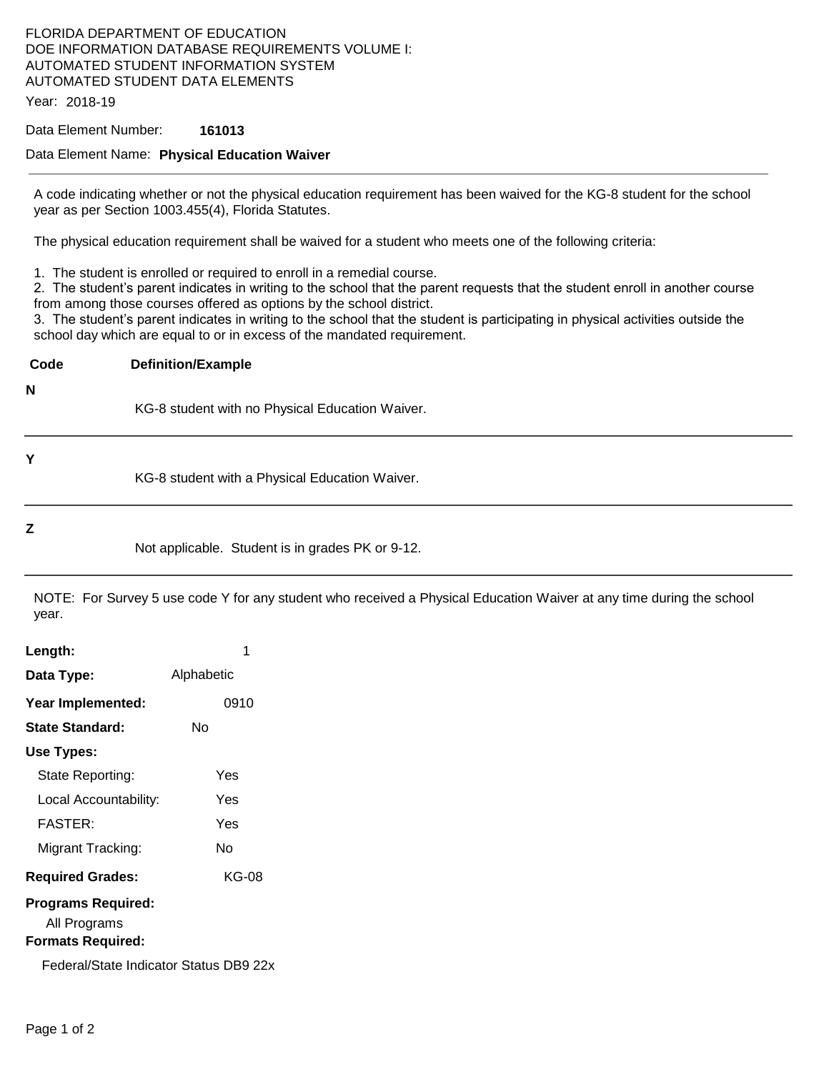FLORIDA DEPARTMENT OF EDUCATION
DOE INFORMATION DATABASE REQUIREMENTS VOLUME I:
AUTOMATED STUDENT INFORMATION SYSTEM
AUTOMATED STUDENT DATA ELEMENTS

Year: 2018-19

Data Element Number: **161013**

Data Element Name: **Physical Education Waiver**

---

A code indicating whether or not the physical education requirement has been waived for the KG-8 student for the school year as per Section 1003.455(4), Florida Statutes.

The physical education requirement shall be waived for a student who meets one of the following criteria:

1. The student is enrolled or required to enroll in a remedial course.
2. The student's parent indicates in writing to the school that the parent requests that the student enroll in another course from among those courses offered as options by the school district.
3. The student's parent indicates in writing to the school that the student is participating in physical activities outside the school day which are equal to or in excess of the mandated requirement.

| Code | Definition/Example |
|---|---|
| **N** | KG-8 student with no Physical Education Waiver. |
| **Y** | KG-8 student with a Physical Education Waiver. |
| **Z** | Not applicable. Student is in grades PK or 9-12. |

NOTE: For Survey 5 use code Y for any student who received a Physical Education Waiver at any time during the school year.

**Length:** 1

**Data Type:** Alphabetic

**Year Implemented:** 0910

**State Standard:** No

**Use Types:**

- State Reporting: Yes
- Local Accountability: Yes
- FASTER: Yes
- Migrant Tracking: No

**Required Grades:** KG-08

**Programs Required:**

All Programs

**Formats Required:**

Federal/State Indicator Status DB9 22x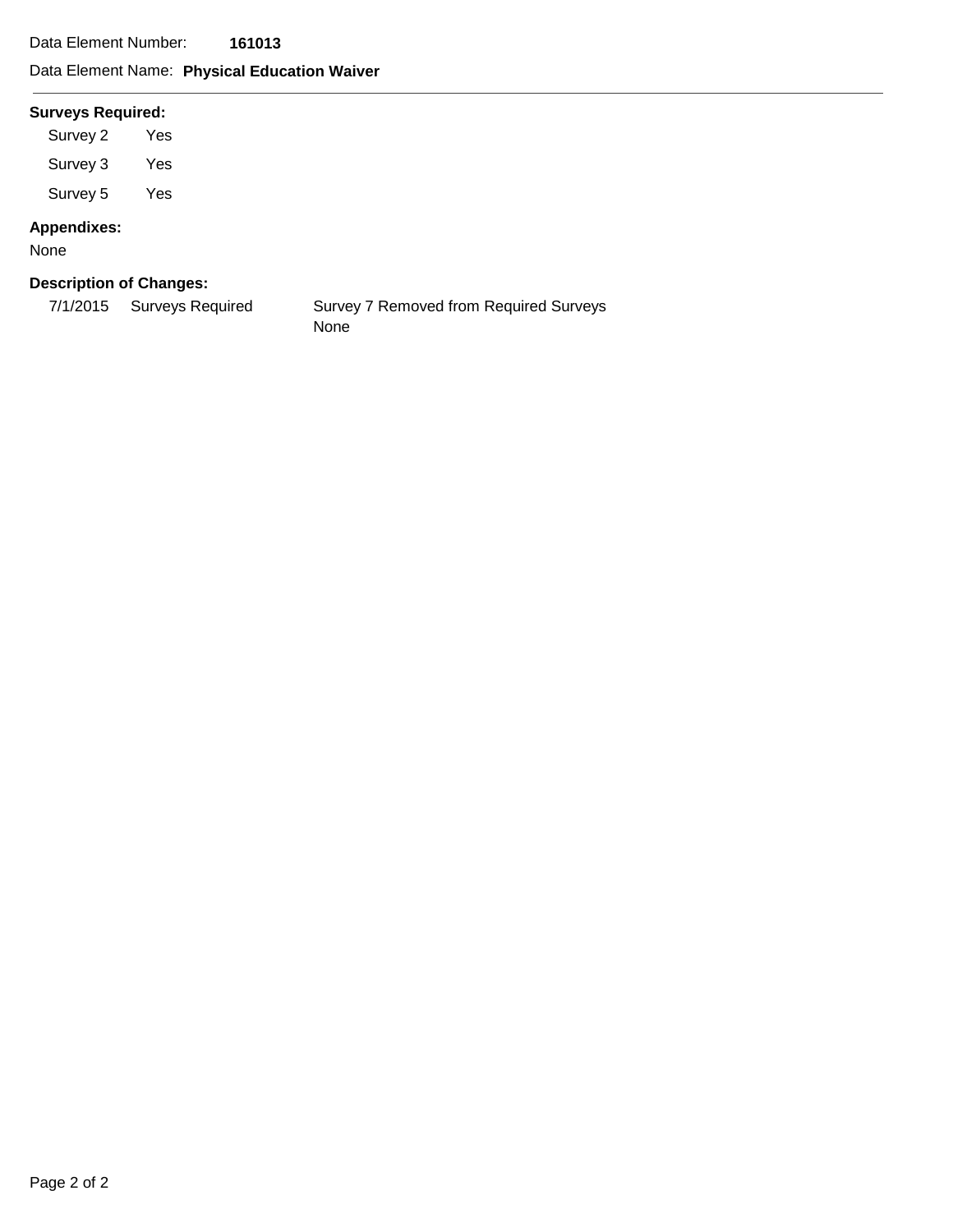Data Element Number: **161013**

Data Element Name: **Physical Education Waiver**

---

**Surveys Required:**

| | |
|---|---|
| Survey 2 | Yes |
| Survey 3 | Yes |
| Survey 5 | Yes |

**Appendixes:**

None

**Description of Changes:**

| | | |
|---|---|---|
| 7/1/2015 | Surveys Required | Survey 7 Removed from Required Surveys<br>None |